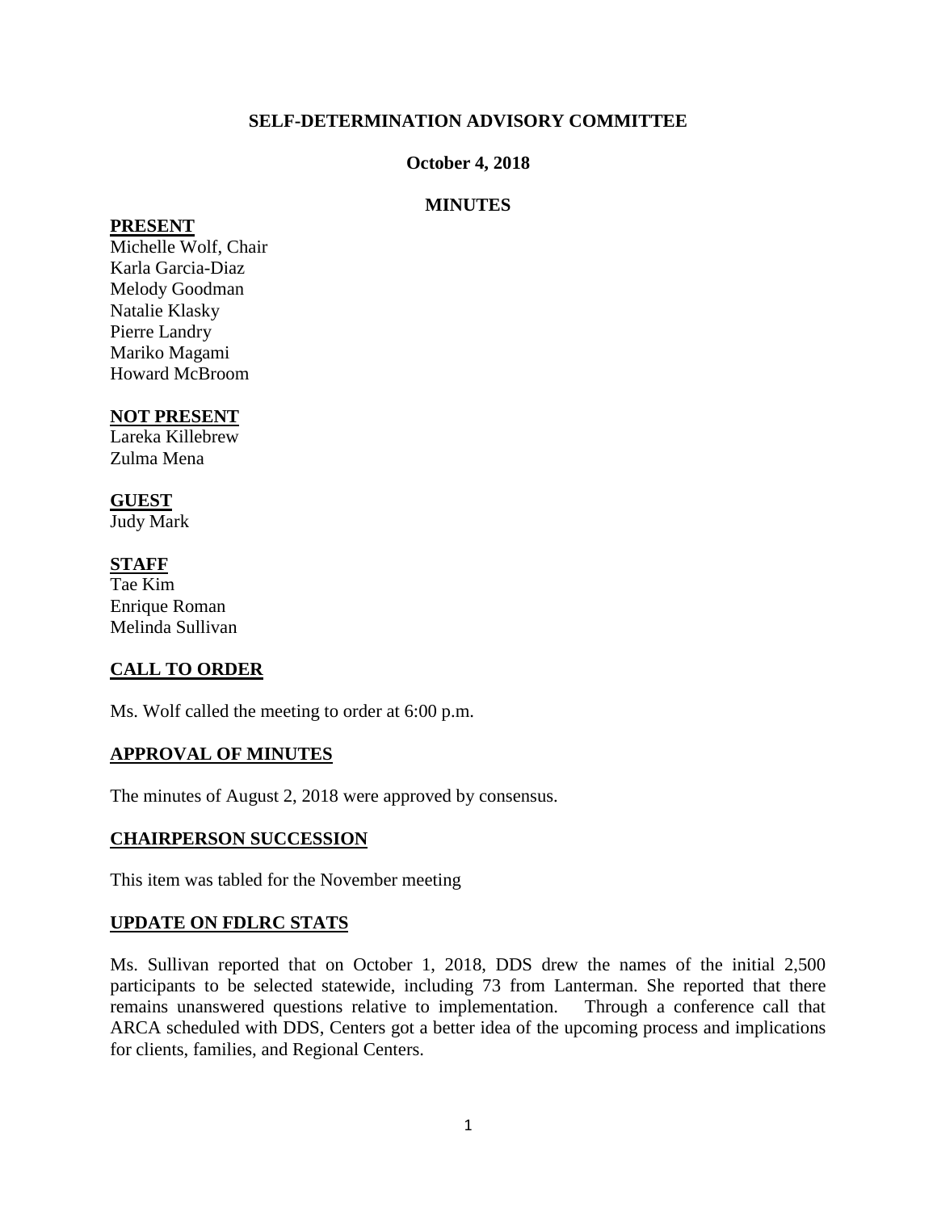# SELF-DETERMINATION ADVISORY COMMITTEE

**October 4, 2018**

**MINUTES**

## PRESENT

Michelle Wolf, Chair
Karla Garcia-Diaz
Melody Goodman
Natalie Klasky
Pierre Landry
Mariko Magami
Howard McBroom

## NOT PRESENT

Lareka Killebrew
Zulma Mena

## GUEST

Judy Mark

## STAFF

Tae Kim
Enrique Roman
Melinda Sullivan

## CALL TO ORDER

Ms. Wolf called the meeting to order at 6:00 p.m.

## APPROVAL OF MINUTES

The minutes of August 2, 2018 were approved by consensus.

## CHAIRPERSON SUCCESSION

This item was tabled for the November meeting

## UPDATE ON FDLRC STATS

Ms. Sullivan reported that on October 1, 2018, DDS drew the names of the initial 2,500 participants to be selected statewide, including 73 from Lanterman. She reported that there remains unanswered questions relative to implementation. Through a conference call that ARCA scheduled with DDS, Centers got a better idea of the upcoming process and implications for clients, families, and Regional Centers.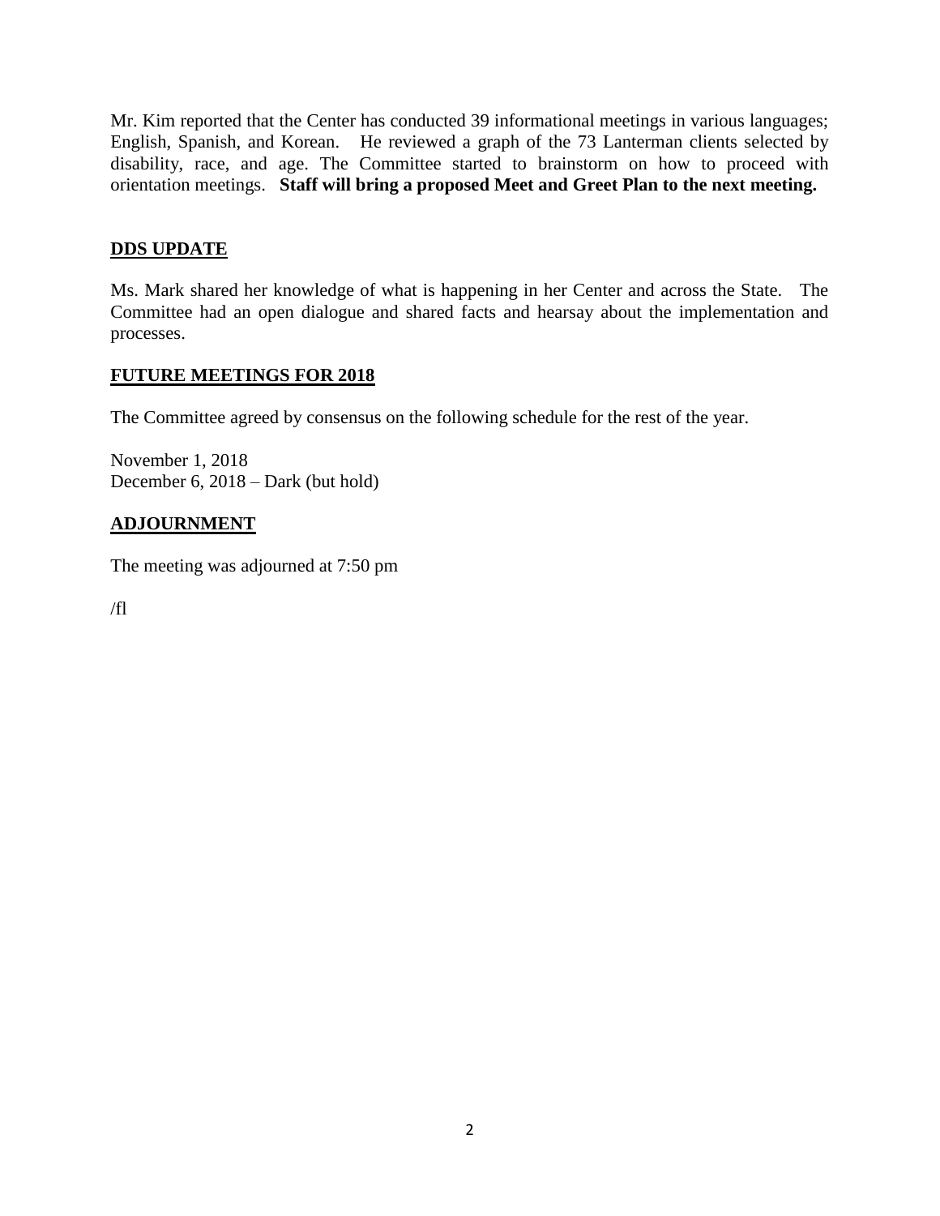Mr. Kim reported that the Center has conducted 39 informational meetings in various languages; English, Spanish, and Korean. He reviewed a graph of the 73 Lanterman clients selected by disability, race, and age. The Committee started to brainstorm on how to proceed with orientation meetings. **Staff will bring a proposed Meet and Greet Plan to the next meeting.**

## DDS UPDATE

Ms. Mark shared her knowledge of what is happening in her Center and across the State. The Committee had an open dialogue and shared facts and hearsay about the implementation and processes.

## FUTURE MEETINGS FOR 2018

The Committee agreed by consensus on the following schedule for the rest of the year.

November 1, 2018
December 6, 2018 – Dark (but hold)

## ADJOURNMENT

The meeting was adjourned at 7:50 pm

/fl